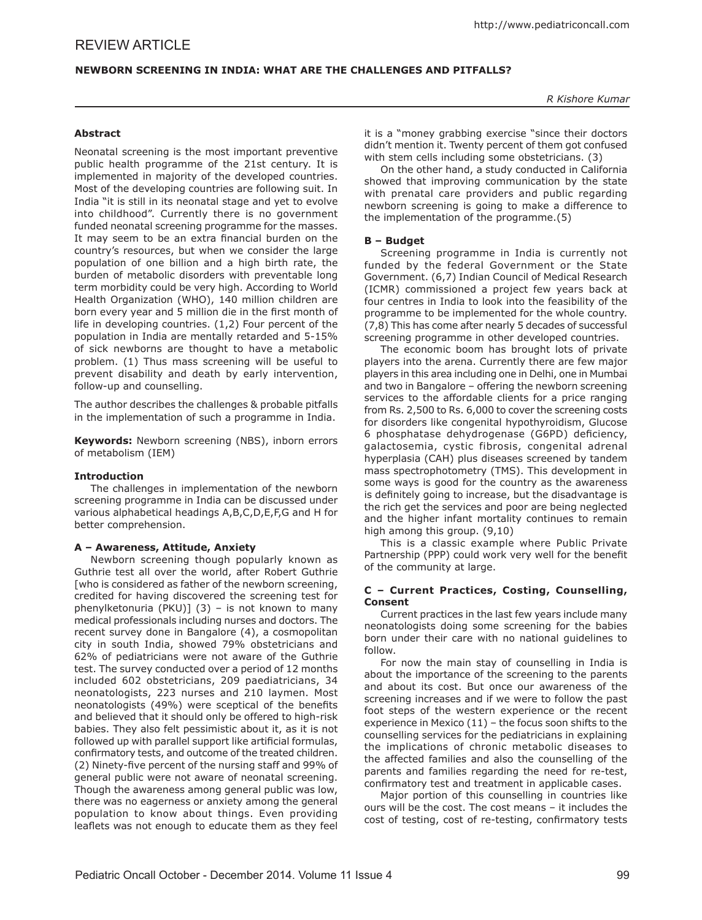REVIEW ARTICLE

# NEWBORN SCREENING IN INDIA: WHAT ARE THE CHALLENGES AND PITFALLS?

*R Kishore Kumar*

### Abstract

Neonatal screening is the most important preventive public health programme of the 21st century. It is implemented in majority of the developed countries. Most of the developing countries are following suit. In India "it is still in its neonatal stage and yet to evolve into childhood". Currently there is no government funded neonatal screening programme for the masses. It may seem to be an extra financial burden on the country's resources, but when we consider the large population of one billion and a high birth rate, the burden of metabolic disorders with preventable long term morbidity could be very high. According to World Health Organization (WHO), 140 million children are born every year and 5 million die in the first month of life in developing countries. (1,2) Four percent of the population in India are mentally retarded and 5-15% of sick newborns are thought to have a metabolic problem. (1) Thus mass screening will be useful to prevent disability and death by early intervention, follow-up and counselling.

The author describes the challenges & probable pitfalls in the implementation of such a programme in India.

**Keywords:** Newborn screening (NBS), inborn errors of metabolism (IEM)

### Introduction

The challenges in implementation of the newborn screening programme in India can be discussed under various alphabetical headings A,B,C,D,E,F,G and H for better comprehension.

### A – Awareness, Attitude, Anxiety

Newborn screening though popularly known as Guthrie test all over the world, after Robert Guthrie [who is considered as father of the newborn screening, credited for having discovered the screening test for phenylketonuria (PKU)] (3) – is not known to many medical professionals including nurses and doctors. The recent survey done in Bangalore (4), a cosmopolitan city in south India, showed 79% obstetricians and 62% of pediatricians were not aware of the Guthrie test. The survey conducted over a period of 12 months included 602 obstetricians, 209 paediatricians, 34 neonatologists, 223 nurses and 210 laymen. Most neonatologists (49%) were sceptical of the benefits and believed that it should only be offered to high-risk babies. They also felt pessimistic about it, as it is not followed up with parallel support like artificial formulas, confirmatory tests, and outcome of the treated children. (2) Ninety-five percent of the nursing staff and 99% of general public were not aware of neonatal screening. Though the awareness among general public was low, there was no eagerness or anxiety among the general population to know about things. Even providing leaflets was not enough to educate them as they feel it is a "money grabbing exercise "since their doctors didn't mention it. Twenty percent of them got confused with stem cells including some obstetricians. (3)

On the other hand, a study conducted in California showed that improving communication by the state with prenatal care providers and public regarding newborn screening is going to make a difference to the implementation of the programme.(5)

### B – Budget

Screening programme in India is currently not funded by the federal Government or the State Government. (6,7) Indian Council of Medical Research (ICMR) commissioned a project few years back at four centres in India to look into the feasibility of the programme to be implemented for the whole country. (7,8) This has come after nearly 5 decades of successful screening programme in other developed countries.

The economic boom has brought lots of private players into the arena. Currently there are few major players in this area including one in Delhi, one in Mumbai and two in Bangalore – offering the newborn screening services to the affordable clients for a price ranging from Rs. 2,500 to Rs. 6,000 to cover the screening costs for disorders like congenital hypothyroidism, Glucose 6 phosphatase dehydrogenase (G6PD) deficiency, galactosemia, cystic fibrosis, congenital adrenal hyperplasia (CAH) plus diseases screened by tandem mass spectrophotometry (TMS). This development in some ways is good for the country as the awareness is definitely going to increase, but the disadvantage is the rich get the services and poor are being neglected and the higher infant mortality continues to remain high among this group. (9,10)

This is a classic example where Public Private Partnership (PPP) could work very well for the benefit of the community at large.

### C – Current Practices, Costing, Counselling, Consent

Current practices in the last few years include many neonatologists doing some screening for the babies born under their care with no national guidelines to follow.

For now the main stay of counselling in India is about the importance of the screening to the parents and about its cost. But once our awareness of the screening increases and if we were to follow the past foot steps of the western experience or the recent experience in Mexico (11) – the focus soon shifts to the counselling services for the pediatricians in explaining the implications of chronic metabolic diseases to the affected families and also the counselling of the parents and families regarding the need for re-test, confirmatory test and treatment in applicable cases.

Major portion of this counselling in countries like ours will be the cost. The cost means – it includes the cost of testing, cost of re-testing, confirmatory tests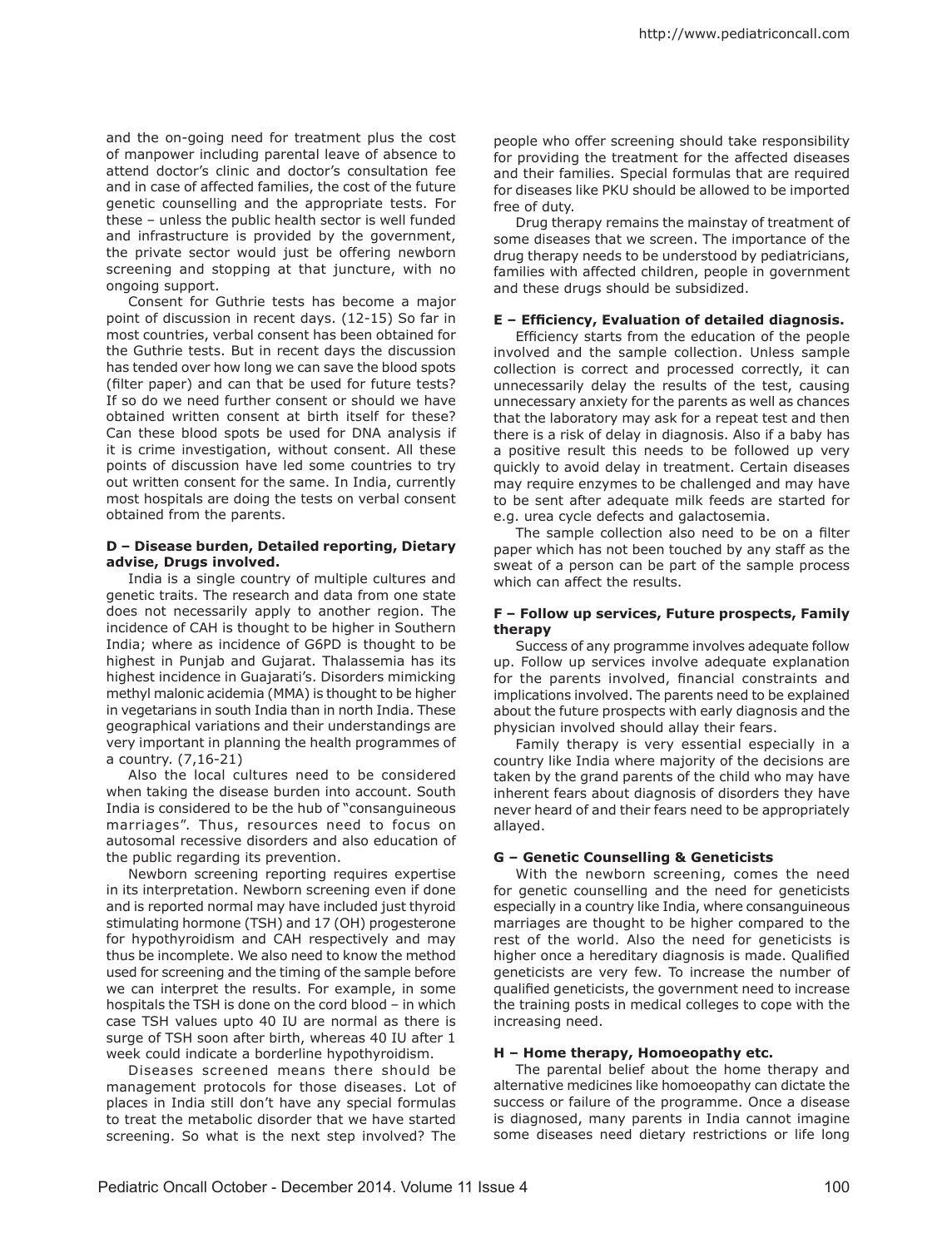and the on-going need for treatment plus the cost of manpower including parental leave of absence to attend doctor's clinic and doctor's consultation fee and in case of affected families, the cost of the future genetic counselling and the appropriate tests. For these – unless the public health sector is well funded and infrastructure is provided by the government, the private sector would just be offering newborn screening and stopping at that juncture, with no ongoing support.

Consent for Guthrie tests has become a major point of discussion in recent days. (12-15) So far in most countries, verbal consent has been obtained for the Guthrie tests. But in recent days the discussion has tended over how long we can save the blood spots (filter paper) and can that be used for future tests? If so do we need further consent or should we have obtained written consent at birth itself for these? Can these blood spots be used for DNA analysis if it is crime investigation, without consent. All these points of discussion have led some countries to try out written consent for the same. In India, currently most hospitals are doing the tests on verbal consent obtained from the parents.

**D – Disease burden, Detailed reporting, Dietary advise, Drugs involved.**

India is a single country of multiple cultures and genetic traits. The research and data from one state does not necessarily apply to another region. The incidence of CAH is thought to be higher in Southern India; where as incidence of G6PD is thought to be highest in Punjab and Gujarat. Thalassemia has its highest incidence in Guajarati's. Disorders mimicking methyl malonic acidemia (MMA) is thought to be higher in vegetarians in south India than in north India. These geographical variations and their understandings are very important in planning the health programmes of a country. (7,16-21)

Also the local cultures need to be considered when taking the disease burden into account. South India is considered to be the hub of "consanguineous marriages". Thus, resources need to focus on autosomal recessive disorders and also education of the public regarding its prevention.

Newborn screening reporting requires expertise in its interpretation. Newborn screening even if done and is reported normal may have included just thyroid stimulating hormone (TSH) and 17 (OH) progesterone for hypothyroidism and CAH respectively and may thus be incomplete. We also need to know the method used for screening and the timing of the sample before we can interpret the results. For example, in some hospitals the TSH is done on the cord blood – in which case TSH values upto 40 IU are normal as there is surge of TSH soon after birth, whereas 40 IU after 1 week could indicate a borderline hypothyroidism.

Diseases screened means there should be management protocols for those diseases. Lot of places in India still don't have any special formulas to treat the metabolic disorder that we have started screening. So what is the next step involved? The people who offer screening should take responsibility for providing the treatment for the affected diseases and their families. Special formulas that are required for diseases like PKU should be allowed to be imported free of duty.

Drug therapy remains the mainstay of treatment of some diseases that we screen. The importance of the drug therapy needs to be understood by pediatricians, families with affected children, people in government and these drugs should be subsidized.

**E – Efficiency, Evaluation of detailed diagnosis.**

Efficiency starts from the education of the people involved and the sample collection. Unless sample collection is correct and processed correctly, it can unnecessarily delay the results of the test, causing unnecessary anxiety for the parents as well as chances that the laboratory may ask for a repeat test and then there is a risk of delay in diagnosis. Also if a baby has a positive result this needs to be followed up very quickly to avoid delay in treatment. Certain diseases may require enzymes to be challenged and may have to be sent after adequate milk feeds are started for e.g. urea cycle defects and galactosemia.

The sample collection also need to be on a filter paper which has not been touched by any staff as the sweat of a person can be part of the sample process which can affect the results.

**F – Follow up services, Future prospects, Family therapy**

Success of any programme involves adequate follow up. Follow up services involve adequate explanation for the parents involved, financial constraints and implications involved. The parents need to be explained about the future prospects with early diagnosis and the physician involved should allay their fears.

Family therapy is very essential especially in a country like India where majority of the decisions are taken by the grand parents of the child who may have inherent fears about diagnosis of disorders they have never heard of and their fears need to be appropriately allayed.

**G – Genetic Counselling & Geneticists**

With the newborn screening, comes the need for genetic counselling and the need for geneticists especially in a country like India, where consanguineous marriages are thought to be higher compared to the rest of the world. Also the need for geneticists is higher once a hereditary diagnosis is made. Qualified geneticists are very few. To increase the number of qualified geneticists, the government need to increase the training posts in medical colleges to cope with the increasing need.

**H – Home therapy, Homoeopathy etc.**

The parental belief about the home therapy and alternative medicines like homoeopathy can dictate the success or failure of the programme. Once a disease is diagnosed, many parents in India cannot imagine some diseases need dietary restrictions or life long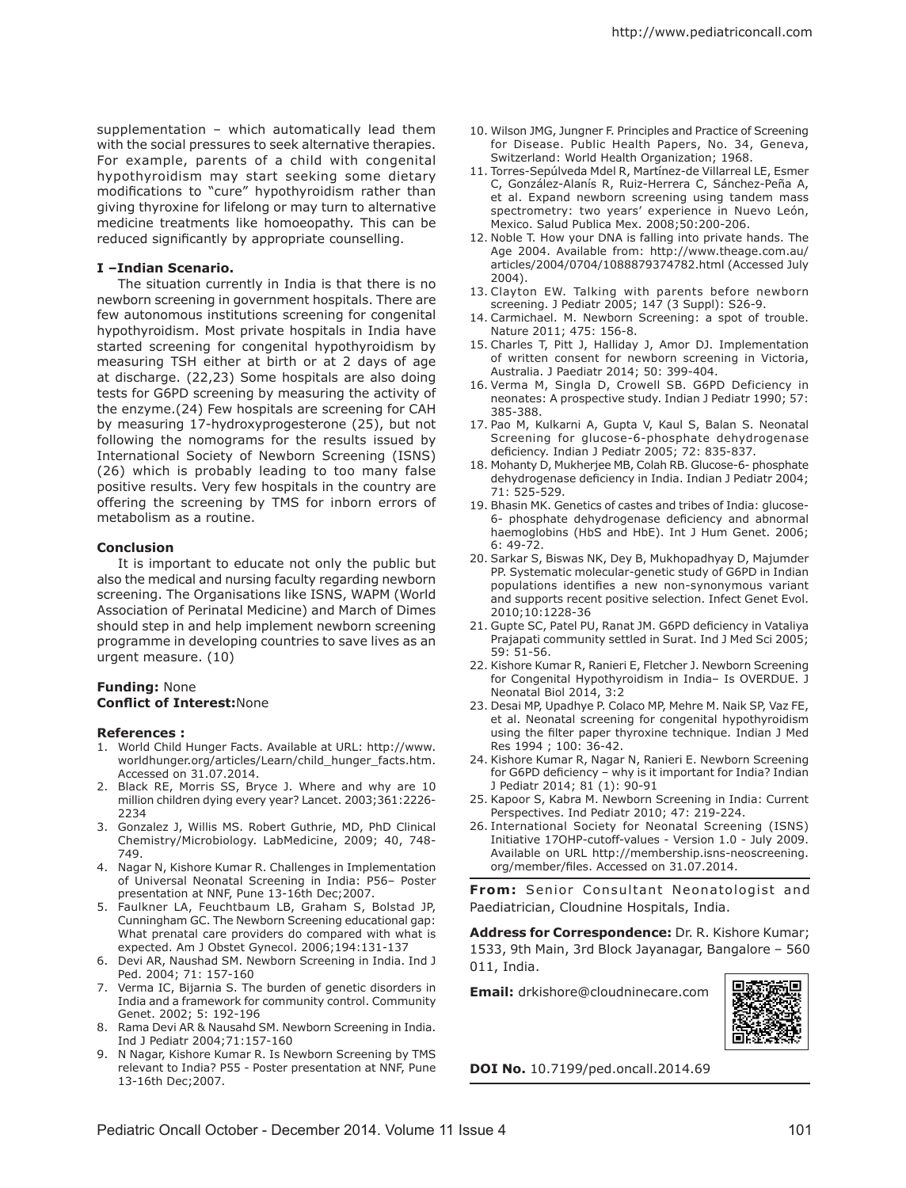supplementation – which automatically lead them with the social pressures to seek alternative therapies. For example, parents of a child with congenital hypothyroidism may start seeking some dietary modifications to "cure" hypothyroidism rather than giving thyroxine for lifelong or may turn to alternative medicine treatments like homoeopathy. This can be reduced significantly by appropriate counselling.

**I –Indian Scenario.**

The situation currently in India is that there is no newborn screening in government hospitals. There are few autonomous institutions screening for congenital hypothyroidism. Most private hospitals in India have started screening for congenital hypothyroidism by measuring TSH either at birth or at 2 days of age at discharge. (22,23) Some hospitals are also doing tests for G6PD screening by measuring the activity of the enzyme.(24) Few hospitals are screening for CAH by measuring 17-hydroxyprogesterone (25), but not following the nomograms for the results issued by International Society of Newborn Screening (ISNS) (26) which is probably leading to too many false positive results. Very few hospitals in the country are offering the screening by TMS for inborn errors of metabolism as a routine.

**Conclusion**

It is important to educate not only the public but also the medical and nursing faculty regarding newborn screening. The Organisations like ISNS, WAPM (World Association of Perinatal Medicine) and March of Dimes should step in and help implement newborn screening programme in developing countries to save lives as an urgent measure. (10)

**Funding:** None
**Conflict of Interest:**None

**References :**

1. World Child Hunger Facts. Available at URL: http://www.worldhunger.org/articles/Learn/child_hunger_facts.htm. Accessed on 31.07.2014.
2. Black RE, Morris SS, Bryce J. Where and why are 10 million children dying every year? Lancet. 2003;361:2226-2234
3. Gonzalez J, Willis MS. Robert Guthrie, MD, PhD Clinical Chemistry/Microbiology. LabMedicine, 2009; 40, 748-749.
4. Nagar N, Kishore Kumar R. Challenges in Implementation of Universal Neonatal Screening in India: P56– Poster presentation at NNF, Pune 13-16th Dec;2007.
5. Faulkner LA, Feuchtbaum LB, Graham S, Bolstad JP, Cunningham GC. The Newborn Screening educational gap: What prenatal care providers do compared with what is expected. Am J Obstet Gynecol. 2006;194:131-137
6. Devi AR, Naushad SM. Newborn Screening in India. Ind J Ped. 2004; 71: 157-160
7. Verma IC, Bijarnia S. The burden of genetic disorders in India and a framework for community control. Community Genet. 2002; 5: 192-196
8. Rama Devi AR & Nausahd SM. Newborn Screening in India. Ind J Pediatr 2004;71:157-160
9. N Nagar, Kishore Kumar R. Is Newborn Screening by TMS relevant to India? P55 - Poster presentation at NNF, Pune 13-16th Dec;2007.
10. Wilson JMG, Jungner F. Principles and Practice of Screening for Disease. Public Health Papers, No. 34, Geneva, Switzerland: World Health Organization; 1968.
11. Torres-Sepúlveda Mdel R, Martínez-de Villarreal LE, Esmer C, González-Alanís R, Ruiz-Herrera C, Sánchez-Peña A, et al. Expand newborn screening using tandem mass spectrometry: two years' experience in Nuevo León, Mexico. Salud Publica Mex. 2008;50:200-206.
12. Noble T. How your DNA is falling into private hands. The Age 2004. Available from: http://www.theage.com.au/articles/2004/0704/1088879374782.html (Accessed July 2004).
13. Clayton EW. Talking with parents before newborn screening. J Pediatr 2005; 147 (3 Suppl): S26-9.
14. Carmichael. M. Newborn Screening: a spot of trouble. Nature 2011; 475: 156-8.
15. Charles T, Pitt J, Halliday J, Amor DJ. Implementation of written consent for newborn screening in Victoria, Australia. J Paediatr 2014; 50: 399-404.
16. Verma M, Singla D, Crowell SB. G6PD Deficiency in neonates: A prospective study. Indian J Pediatr 1990; 57: 385-388.
17. Pao M, Kulkarni A, Gupta V, Kaul S, Balan S. Neonatal Screening for glucose-6-phosphate dehydrogenase deficiency. Indian J Pediatr 2005; 72: 835-837.
18. Mohanty D, Mukherjee MB, Colah RB. Glucose-6- phosphate dehydrogenase deficiency in India. Indian J Pediatr 2004; 71: 525-529.
19. Bhasin MK. Genetics of castes and tribes of India: glucose-6- phosphate dehydrogenase deficiency and abnormal haemoglobins (HbS and HbE). Int J Hum Genet. 2006; 6: 49-72.
20. Sarkar S, Biswas NK, Dey B, Mukhopadhyay D, Majumder PP. Systematic molecular-genetic study of G6PD in Indian populations identifies a new non-synonymous variant and supports recent positive selection. Infect Genet Evol. 2010;10:1228-36
21. Gupte SC, Patel PU, Ranat JM. G6PD deficiency in Vataliya Prajapati community settled in Surat. Ind J Med Sci 2005; 59: 51-56.
22. Kishore Kumar R, Ranieri E, Fletcher J. Newborn Screening for Congenital Hypothyroidism in India– Is OVERDUE. J Neonatal Biol 2014, 3:2
23. Desai MP, Upadhye P. Colaco MP, Mehre M. Naik SP, Vaz FE, et al. Neonatal screening for congenital hypothyroidism using the filter paper thyroxine technique. Indian J Med Res 1994 ; 100: 36-42.
24. Kishore Kumar R, Nagar N, Ranieri E. Newborn Screening for G6PD deficiency – why is it important for India? Indian J Pediatr 2014; 81 (1): 90-91
25. Kapoor S, Kabra M. Newborn Screening in India: Current Perspectives. Ind Pediatr 2010; 47: 219-224.
26. International Society for Neonatal Screening (ISNS) Initiative 17OHP-cutoff-values - Version 1.0 - July 2009. Available on URL http://membership.isns-neoscreening.org/member/files. Accessed on 31.07.2014.

**From:** Senior Consultant Neonatologist and Paediatrician, Cloudnine Hospitals, India.

**Address for Correspondence:** Dr. R. Kishore Kumar; 1533, 9th Main, 3rd Block Jayanagar, Bangalore – 560 011, India.

**Email:** drkishore@cloudninecare.com

**DOI No.** 10.7199/ped.oncall.2014.69